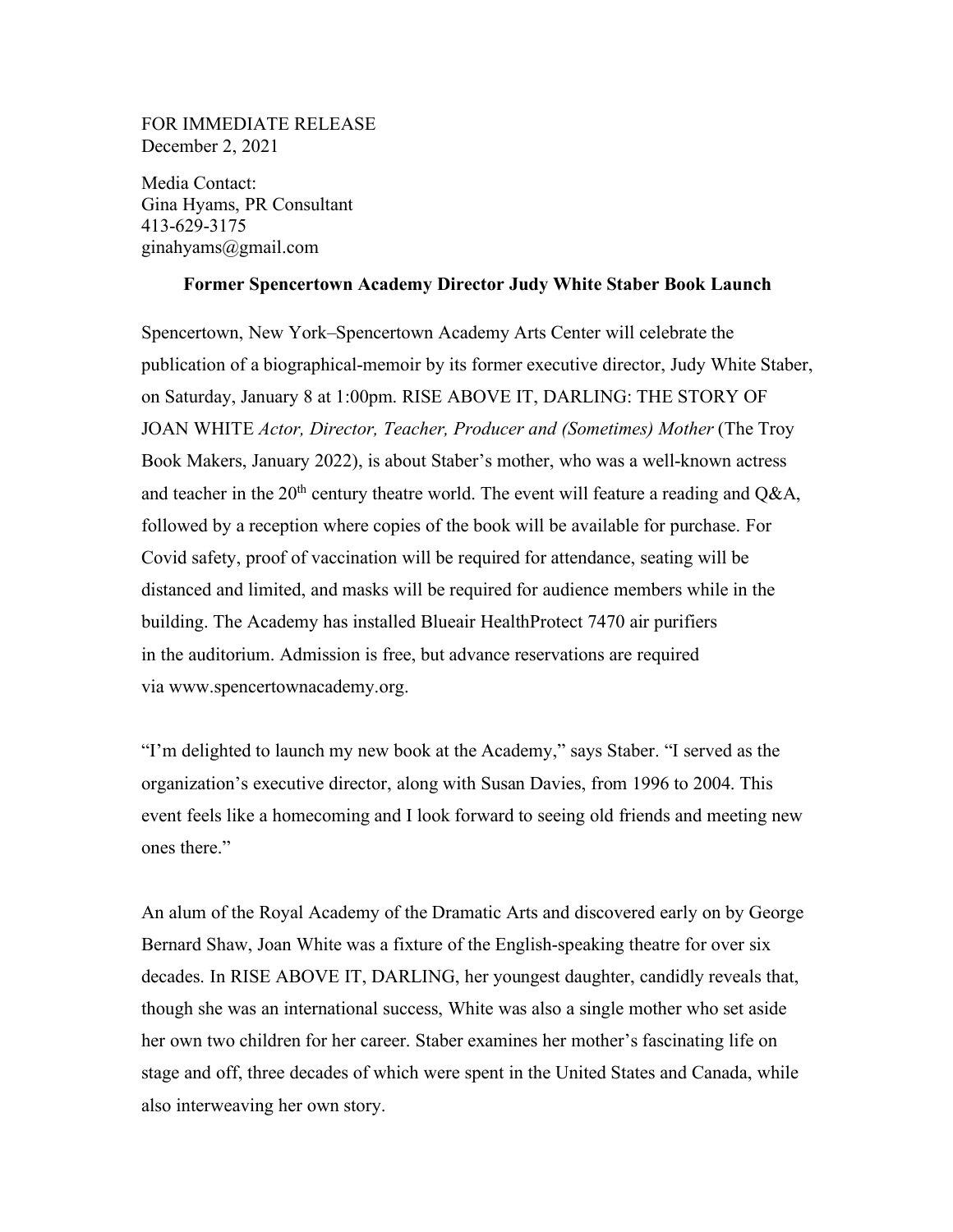FOR IMMEDIATE RELEASE
December 2, 2021

Media Contact:
Gina Hyams, PR Consultant
413-629-3175
ginahyams@gmail.com

**Former Spencertown Academy Director Judy White Staber Book Launch**

Spencertown, New York–Spencertown Academy Arts Center will celebrate the publication of a biographical-memoir by its former executive director, Judy White Staber, on Saturday, January 8 at 1:00pm. RISE ABOVE IT, DARLING: THE STORY OF JOAN WHITE *Actor, Director, Teacher, Producer and (Sometimes) Mother* (The Troy Book Makers, January 2022), is about Staber's mother, who was a well-known actress and teacher in the 20th century theatre world. The event will feature a reading and Q&A, followed by a reception where copies of the book will be available for purchase. For Covid safety, proof of vaccination will be required for attendance, seating will be distanced and limited, and masks will be required for audience members while in the building. The Academy has installed Blueair HealthProtect 7470 air purifiers in the auditorium. Admission is free, but advance reservations are required via www.spencertownacademy.org.

"I'm delighted to launch my new book at the Academy," says Staber. "I served as the organization's executive director, along with Susan Davies, from 1996 to 2004. This event feels like a homecoming and I look forward to seeing old friends and meeting new ones there."

An alum of the Royal Academy of the Dramatic Arts and discovered early on by George Bernard Shaw, Joan White was a fixture of the English-speaking theatre for over six decades. In RISE ABOVE IT, DARLING, her youngest daughter, candidly reveals that, though she was an international success, White was also a single mother who set aside her own two children for her career. Staber examines her mother's fascinating life on stage and off, three decades of which were spent in the United States and Canada, while also interweaving her own story.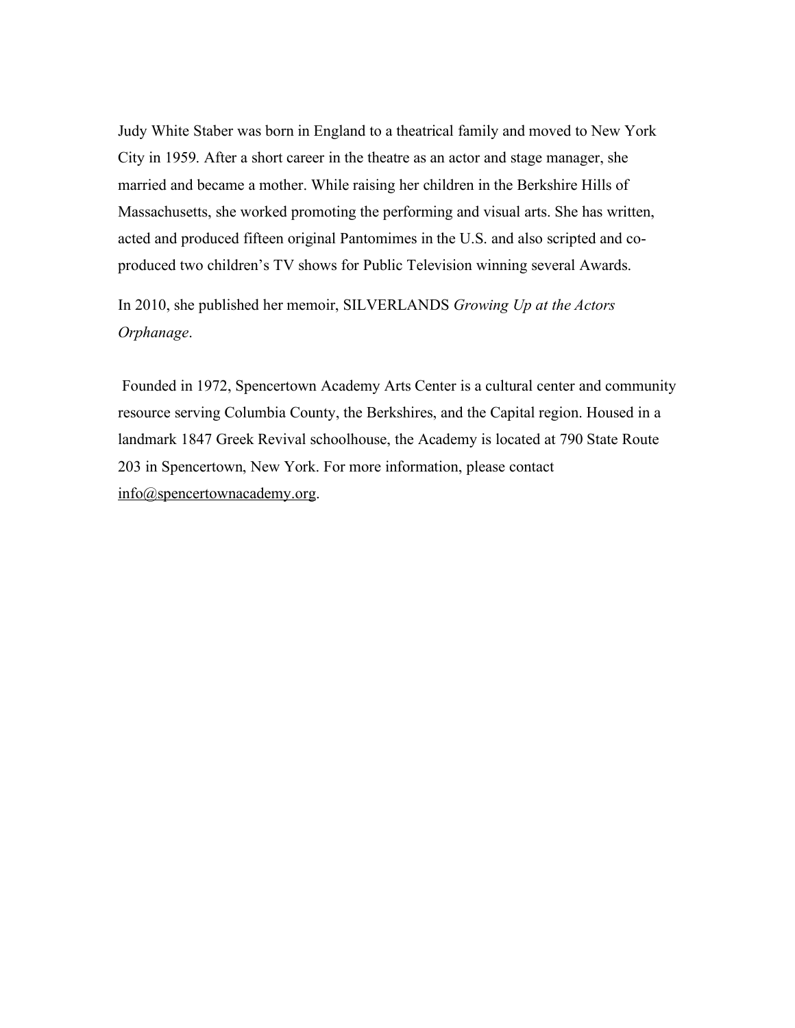Judy White Staber was born in England to a theatrical family and moved to New York City in 1959. After a short career in the theatre as an actor and stage manager, she married and became a mother. While raising her children in the Berkshire Hills of Massachusetts, she worked promoting the performing and visual arts. She has written, acted and produced fifteen original Pantomimes in the U.S. and also scripted and co-produced two children's TV shows for Public Television winning several Awards.

In 2010, she published her memoir, SILVERLANDS *Growing Up at the Actors Orphanage*.

Founded in 1972, Spencertown Academy Arts Center is a cultural center and community resource serving Columbia County, the Berkshires, and the Capital region. Housed in a landmark 1847 Greek Revival schoolhouse, the Academy is located at 790 State Route 203 in Spencertown, New York. For more information, please contact info@spencertownacademy.org.